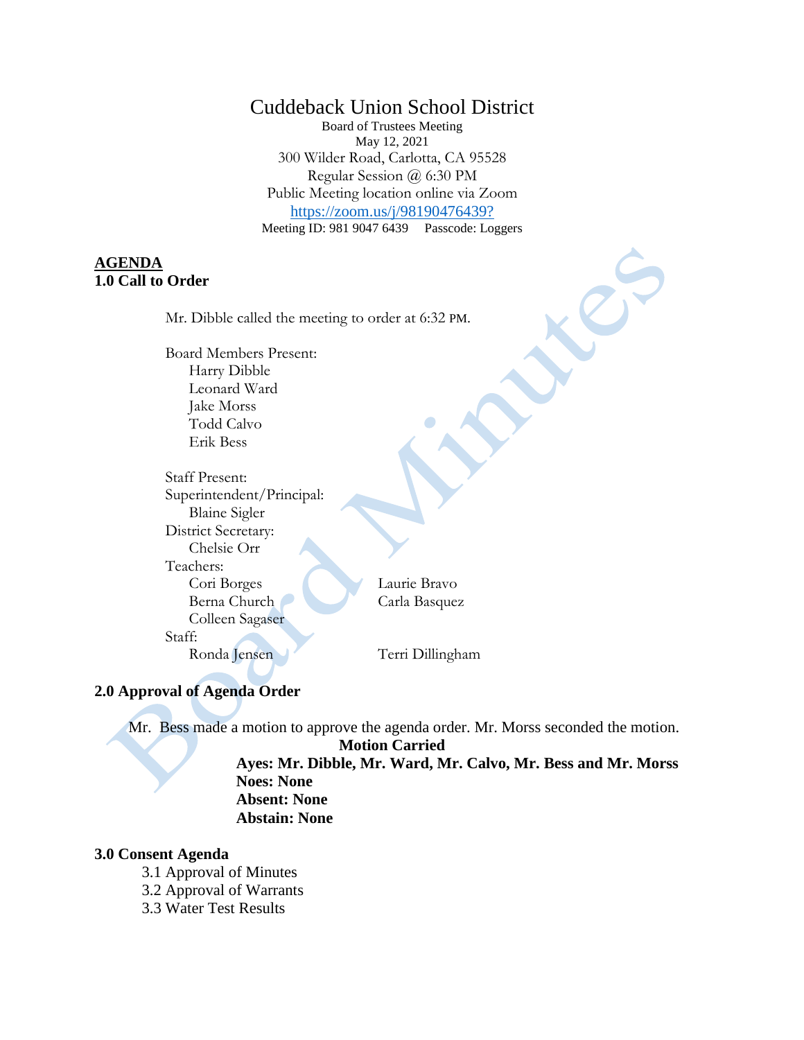# Cuddeback Union School District

Board of Trustees Meeting
May 12, 2021
300 Wilder Road, Carlotta, CA 95528
Regular Session @ 6:30 PM
Public Meeting location online via Zoom
https://zoom.us/j/98190476439?
Meeting ID: 981 9047 6439     Passcode: Loggers

**AGENDA**

## 1.0 Call to Order

Mr. Dibble called the meeting to order at 6:32 PM.

Board Members Present:
- Harry Dibble
- Leonard Ward
- Jake Morss
- Todd Calvo
- Erik Bess

Staff Present:

Superintendent/Principal:
- Blaine Sigler

District Secretary:
- Chelsie Orr

Teachers:
- Cori Borges
- Berna Church
- Colleen Sagaser
- Laurie Bravo
- Carla Basquez

Staff:
- Ronda Jensen
- Terri Dillingham

## 2.0 Approval of Agenda Order

Mr. Bess made a motion to approve the agenda order. Mr. Morss seconded the motion.

**Motion Carried**
**Ayes: Mr. Dibble, Mr. Ward, Mr. Calvo, Mr. Bess and Mr. Morss**
**Noes: None**
**Absent: None**
**Abstain: None**

## 3.0 Consent Agenda

3.1 Approval of Minutes
3.2 Approval of Warrants
3.3 Water Test Results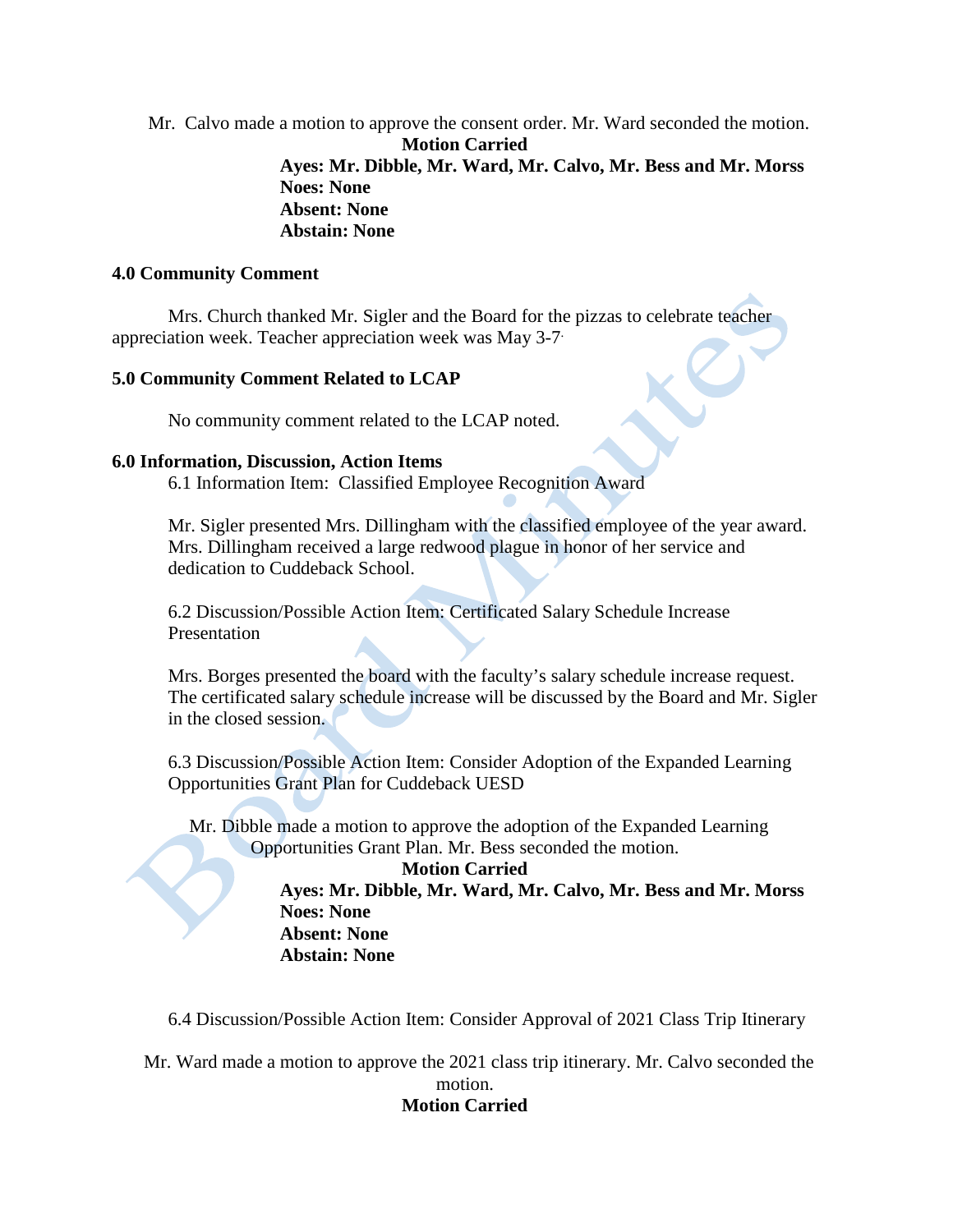Mr. Calvo made a motion to approve the consent order. Mr. Ward seconded the motion.

**Motion Carried**

**Ayes: Mr. Dibble, Mr. Ward, Mr. Calvo, Mr. Bess and Mr. Morss**
**Noes: None**
**Absent: None**
**Abstain: None**

**4.0 Community Comment**

Mrs. Church thanked Mr. Sigler and the Board for the pizzas to celebrate teacher appreciation week. Teacher appreciation week was May 3-7.

**5.0 Community Comment Related to LCAP**

No community comment related to the LCAP noted.

**6.0 Information, Discussion, Action Items**

6.1 Information Item: Classified Employee Recognition Award

Mr. Sigler presented Mrs. Dillingham with the classified employee of the year award. Mrs. Dillingham received a large redwood plague in honor of her service and dedication to Cuddeback School.

6.2 Discussion/Possible Action Item: Certificated Salary Schedule Increase Presentation

Mrs. Borges presented the board with the faculty's salary schedule increase request. The certificated salary schedule increase will be discussed by the Board and Mr. Sigler in the closed session.

6.3 Discussion/Possible Action Item: Consider Adoption of the Expanded Learning Opportunities Grant Plan for Cuddeback UESD

Mr. Dibble made a motion to approve the adoption of the Expanded Learning Opportunities Grant Plan. Mr. Bess seconded the motion.

**Motion Carried**

**Ayes: Mr. Dibble, Mr. Ward, Mr. Calvo, Mr. Bess and Mr. Morss**
**Noes: None**
**Absent: None**
**Abstain: None**

6.4 Discussion/Possible Action Item: Consider Approval of 2021 Class Trip Itinerary

Mr. Ward made a motion to approve the 2021 class trip itinerary. Mr. Calvo seconded the motion.

**Motion Carried**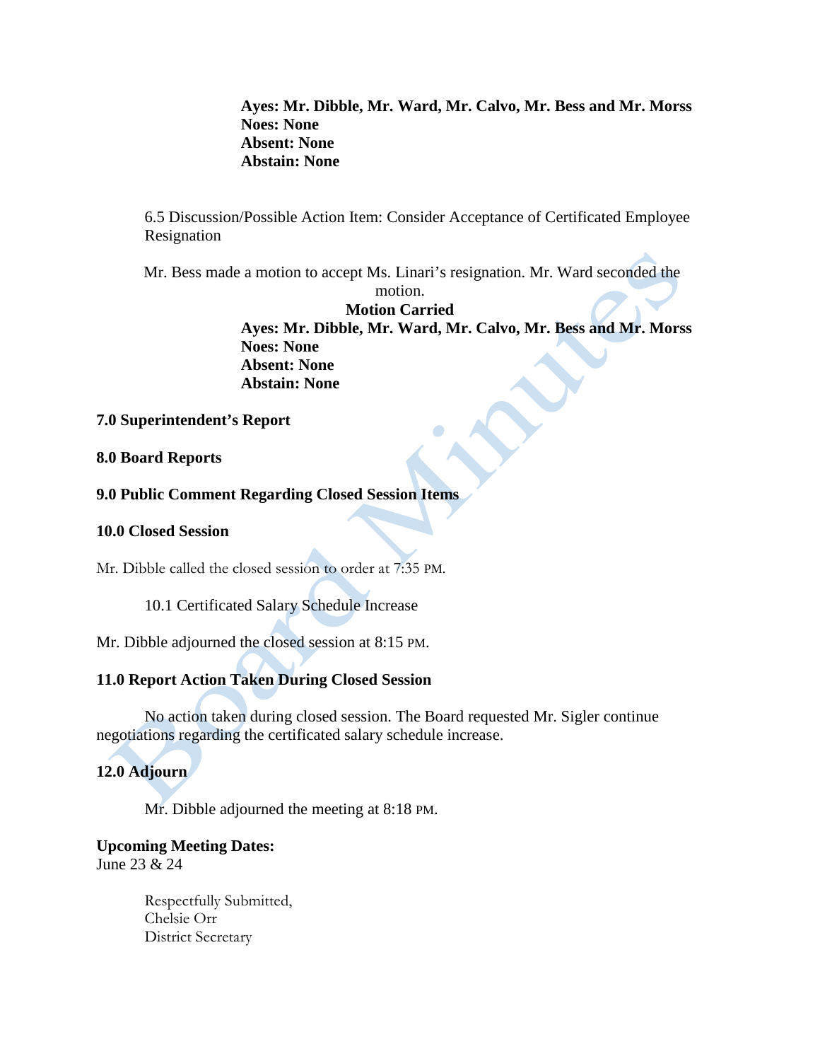**Ayes: Mr. Dibble, Mr. Ward, Mr. Calvo, Mr. Bess and Mr. Morss**
**Noes: None**
**Absent: None**
**Abstain: None**

6.5 Discussion/Possible Action Item: Consider Acceptance of Certificated Employee Resignation

Mr. Bess made a motion to accept Ms. Linari's resignation. Mr. Ward seconded the motion.

**Motion Carried**
**Ayes: Mr. Dibble, Mr. Ward, Mr. Calvo, Mr. Bess and Mr. Morss**
**Noes: None**
**Absent: None**
**Abstain: None**

**7.0 Superintendent's Report**

**8.0 Board Reports**

**9.0 Public Comment Regarding Closed Session Items**

**10.0 Closed Session**

Mr. Dibble called the closed session to order at 7:35 PM.

10.1 Certificated Salary Schedule Increase

Mr. Dibble adjourned the closed session at 8:15 PM.

**11.0 Report Action Taken During Closed Session**

No action taken during closed session. The Board requested Mr. Sigler continue negotiations regarding the certificated salary schedule increase.

**12.0 Adjourn**

Mr. Dibble adjourned the meeting at 8:18 PM.

**Upcoming Meeting Dates:**
June 23 & 24

Respectfully Submitted,
Chelsie Orr
District Secretary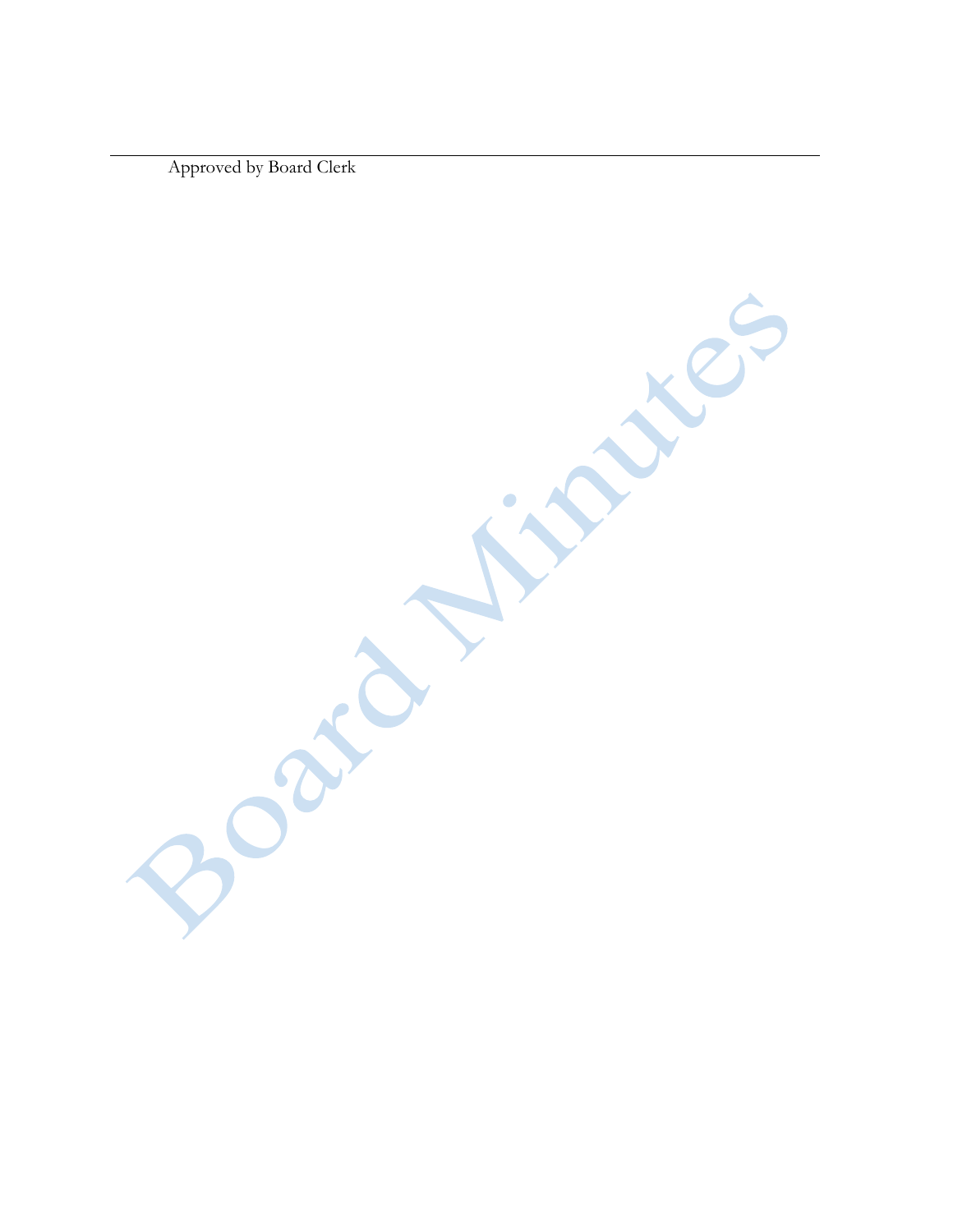Approved by Board Clerk